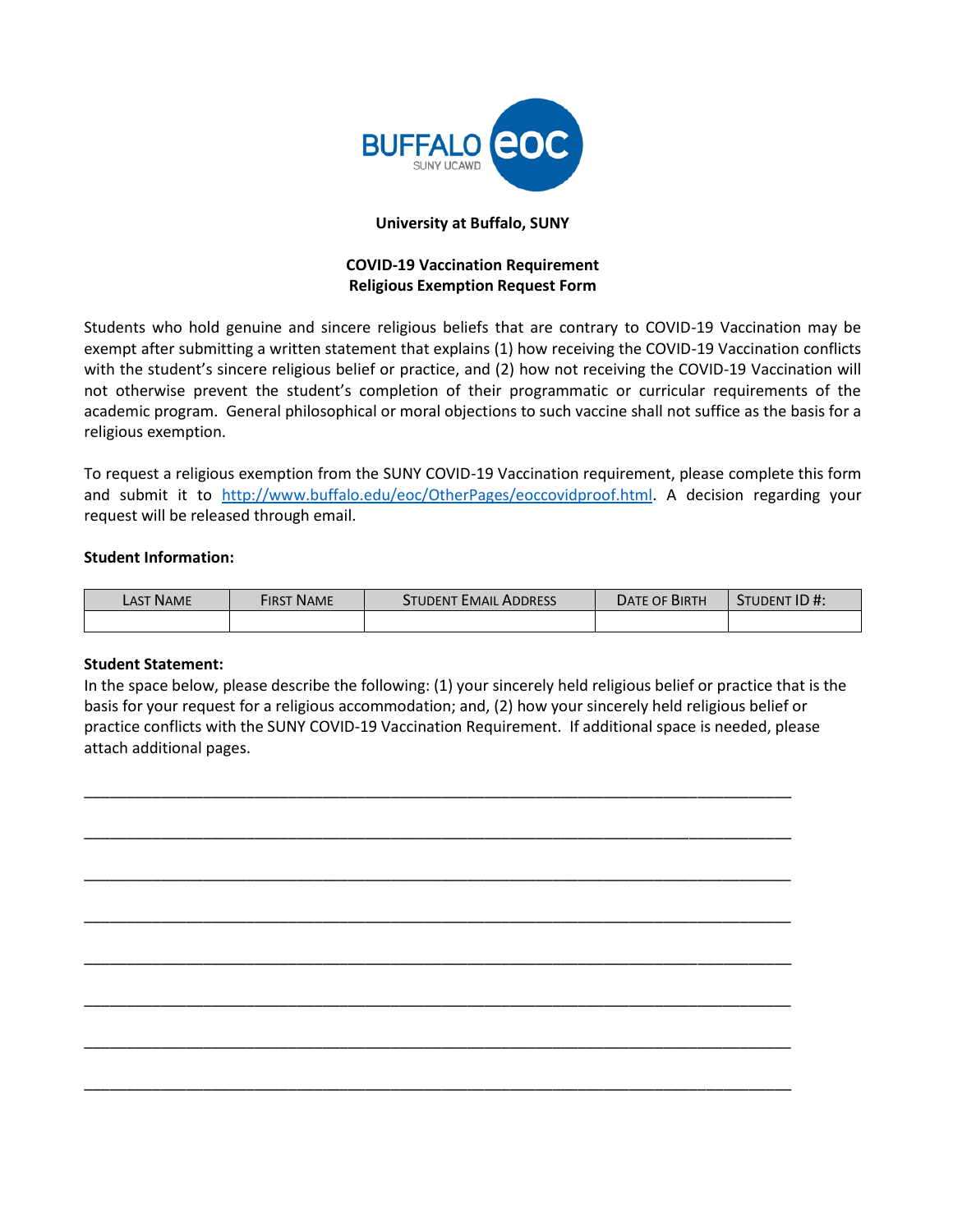BUFFALO eoc
SUNY UCAWD

**University at Buffalo, SUNY**

**COVID-19 Vaccination Requirement**
**Religious Exemption Request Form**

Students who hold genuine and sincere religious beliefs that are contrary to COVID-19 Vaccination may be exempt after submitting a written statement that explains (1) how receiving the COVID-19 Vaccination conflicts with the student's sincere religious belief or practice, and (2) how not receiving the COVID-19 Vaccination will not otherwise prevent the student's completion of their programmatic or curricular requirements of the academic program. General philosophical or moral objections to such vaccine shall not suffice as the basis for a religious exemption.

To request a religious exemption from the SUNY COVID-19 Vaccination requirement, please complete this form and submit it to http://www.buffalo.edu/eoc/OtherPages/eoccovidproof.html. A decision regarding your request will be released through email.

**Student Information:**

| Last Name | First Name | Student Email Address | Date of Birth | Student ID #: |
|---|---|---|---|---|
| | | | | |

**Student Statement:**
In the space below, please describe the following: (1) your sincerely held religious belief or practice that is the basis for your request for a religious accommodation; and, (2) how your sincerely held religious belief or practice conflicts with the SUNY COVID-19 Vaccination Requirement. If additional space is needed, please attach additional pages.

______________________________________________________________________________

______________________________________________________________________________

______________________________________________________________________________

______________________________________________________________________________

______________________________________________________________________________

______________________________________________________________________________

______________________________________________________________________________

______________________________________________________________________________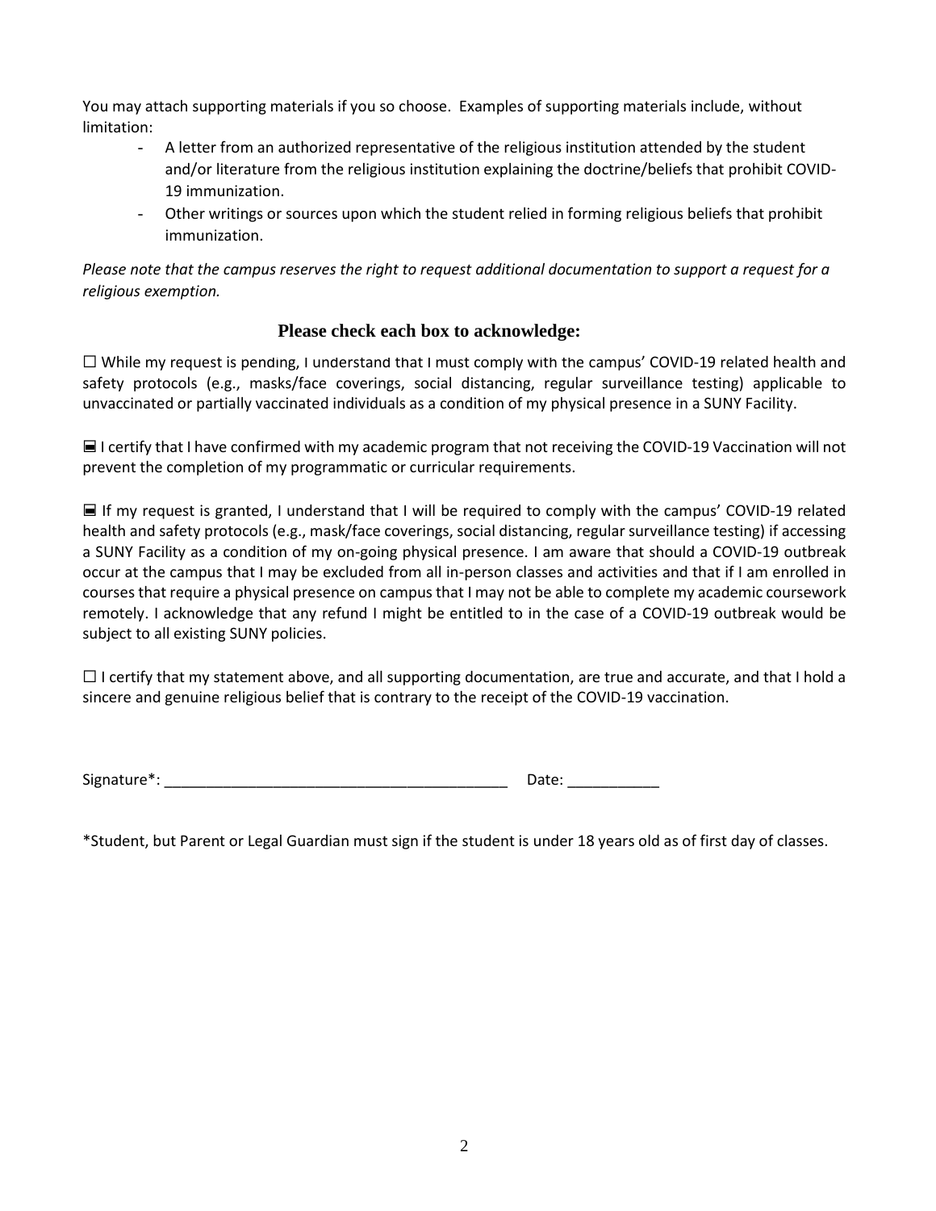You may attach supporting materials if you so choose. Examples of supporting materials include, without limitation:

- A letter from an authorized representative of the religious institution attended by the student and/or literature from the religious institution explaining the doctrine/beliefs that prohibit COVID-19 immunization.
- Other writings or sources upon which the student relied in forming religious beliefs that prohibit immunization.

*Please note that the campus reserves the right to request additional documentation to support a request for a religious exemption.*

## Please check each box to acknowledge:

☐ While my request is pending, I understand that I must comply with the campus' COVID-19 related health and safety protocols (e.g., masks/face coverings, social distancing, regular surveillance testing) applicable to unvaccinated or partially vaccinated individuals as a condition of my physical presence in a SUNY Facility.

☐ I certify that I have confirmed with my academic program that not receiving the COVID-19 Vaccination will not prevent the completion of my programmatic or curricular requirements.

☐ If my request is granted, I understand that I will be required to comply with the campus' COVID-19 related health and safety protocols (e.g., mask/face coverings, social distancing, regular surveillance testing) if accessing a SUNY Facility as a condition of my on-going physical presence. I am aware that should a COVID-19 outbreak occur at the campus that I may be excluded from all in-person classes and activities and that if I am enrolled in courses that require a physical presence on campus that I may not be able to complete my academic coursework remotely. I acknowledge that any refund I might be entitled to in the case of a COVID-19 outbreak would be subject to all existing SUNY policies.

☐ I certify that my statement above, and all supporting documentation, are true and accurate, and that I hold a sincere and genuine religious belief that is contrary to the receipt of the COVID-19 vaccination.

Signature*: ________________________________________ Date: ___________

*Student, but Parent or Legal Guardian must sign if the student is under 18 years old as of first day of classes.